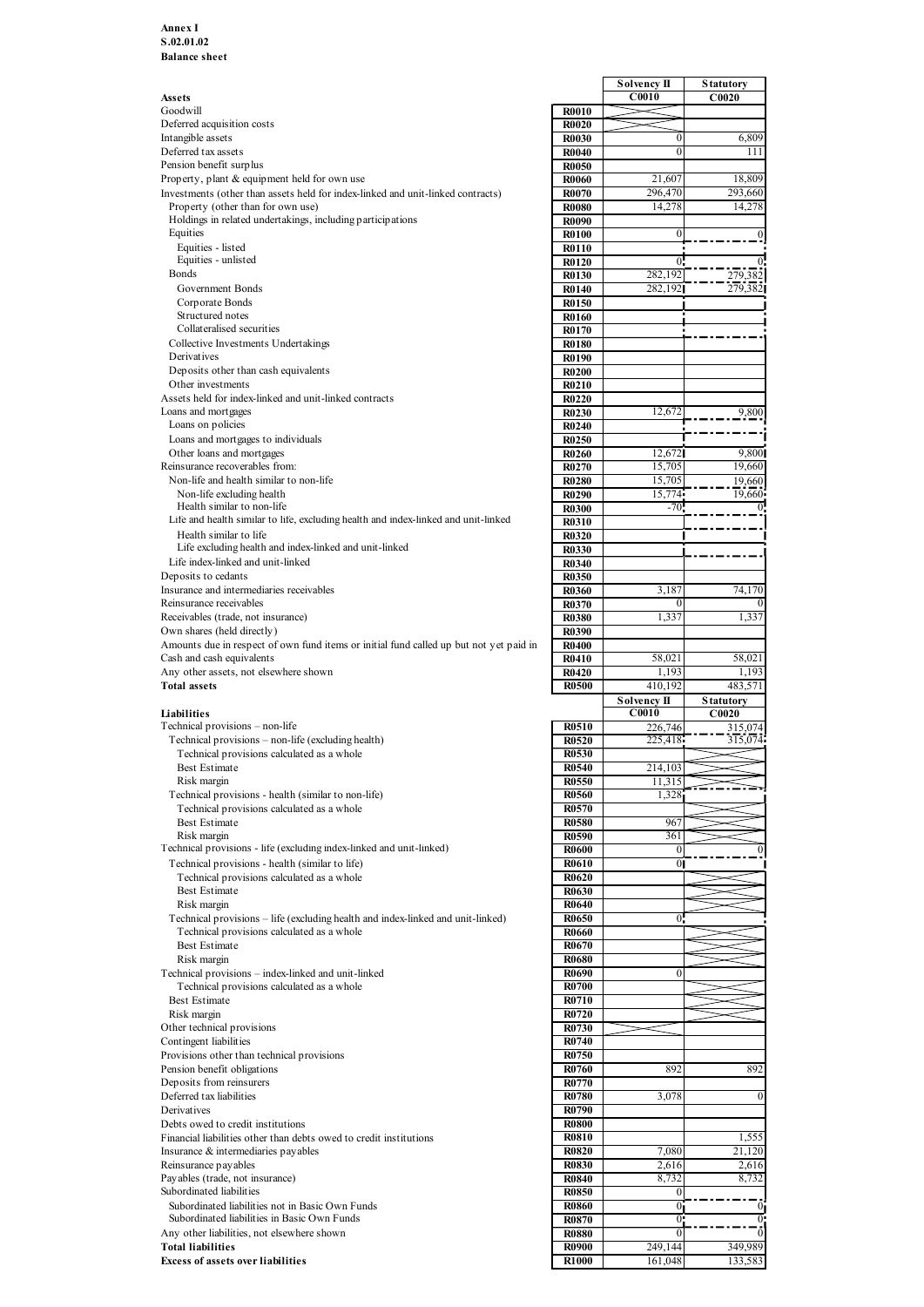**Annex I**
**S.02.01.02**
**Balance sheet**

| Assets | | Solvency II C0010 | Statutory C0020 |
|---|---|---|---|
| Goodwill | R0010 | | |
| Deferred acquisition costs | R0020 | | |
| Intangible assets | R0030 | 0 | 6,809 |
| Deferred tax assets | R0040 | 0 | 111 |
| Pension benefit surplus | R0050 | | |
| Property, plant & equipment held for own use | R0060 | 21,607 | 18,809 |
| Investments (other than assets held for index-linked and unit-linked contracts) | R0070 | 296,470 | 293,660 |
| Property (other than for own use) | R0080 | 14,278 | 14,278 |
| Holdings in related undertakings, including participations | R0090 | | |
| Equities | R0100 | 0 | 0 |
| Equities - listed | R0110 | | |
| Equities - unlisted | R0120 | 0 | 0 |
| Bonds | R0130 | 282,192 | 279,382 |
| Government Bonds | R0140 | 282,192 | 279,382 |
| Corporate Bonds | R0150 | | |
| Structured notes | R0160 | | |
| Collateralised securities | R0170 | | |
| Collective Investments Undertakings | R0180 | | |
| Derivatives | R0190 | | |
| Deposits other than cash equivalents | R0200 | | |
| Other investments | R0210 | | |
| Assets held for index-linked and unit-linked contracts | R0220 | | |
| Loans and mortgages | R0230 | 12,672 | 9,800 |
| Loans on policies | R0240 | | |
| Loans and mortgages to individuals | R0250 | | |
| Other loans and mortgages | R0260 | 12,672 | 9,800 |
| Reinsurance recoverables from: | R0270 | 15,705 | 19,660 |
| Non-life and health similar to non-life | R0280 | 15,705 | 19,660 |
| Non-life excluding health | R0290 | 15,774 | 19,660 |
| Health similar to non-life | R0300 | -70 | 0 |
| Life and health similar to life, excluding health and index-linked and unit-linked | R0310 | | |
| Health similar to life | R0320 | | |
| Life excluding health and index-linked and unit-linked | R0330 | | |
| Life index-linked and unit-linked | R0340 | | |
| Deposits to cedants | R0350 | | |
| Insurance and intermediaries receivables | R0360 | 3,187 | 74,170 |
| Reinsurance receivables | R0370 | 0 | 0 |
| Receivables (trade, not insurance) | R0380 | 1,337 | 1,337 |
| Own shares (held directly) | R0390 | | |
| Amounts due in respect of own fund items or initial fund called up but not yet paid in | R0400 | | |
| Cash and cash equivalents | R0410 | 58,021 | 58,021 |
| Any other assets, not elsewhere shown | R0420 | 1,193 | 1,193 |
| **Total assets** | R0500 | 410,192 | 483,571 |

| Liabilities | | Solvency II C0010 | Statutory C0020 |
|---|---|---|---|
| Technical provisions – non-life | R0510 | 226,746 | 315,074 |
| Technical provisions – non-life (excluding health) | R0520 | 225,418 | 315,074 |
| Technical provisions calculated as a whole | R0530 | | |
| Best Estimate | R0540 | 214,103 | |
| Risk margin | R0550 | 11,315 | |
| Technical provisions - health (similar to non-life) | R0560 | 1,328 | |
| Technical provisions calculated as a whole | R0570 | | |
| Best Estimate | R0580 | 967 | |
| Risk margin | R0590 | 361 | |
| Technical provisions - life (excluding index-linked and unit-linked) | R0600 | 0 | 0 |
| Technical provisions - health (similar to life) | R0610 | 0 | |
| Technical provisions calculated as a whole | R0620 | | |
| Best Estimate | R0630 | | |
| Risk margin | R0640 | | |
| Technical provisions – life (excluding health and index-linked and unit-linked) | R0650 | 0 | |
| Technical provisions calculated as a whole | R0660 | | |
| Best Estimate | R0670 | | |
| Risk margin | R0680 | | |
| Technical provisions – index-linked and unit-linked | R0690 | 0 | |
| Technical provisions calculated as a whole | R0700 | | |
| Best Estimate | R0710 | | |
| Risk margin | R0720 | | |
| Other technical provisions | R0730 | | |
| Contingent liabilities | R0740 | | |
| Provisions other than technical provisions | R0750 | | |
| Pension benefit obligations | R0760 | 892 | 892 |
| Deposits from reinsurers | R0770 | | |
| Deferred tax liabilities | R0780 | 3,078 | 0 |
| Derivatives | R0790 | | |
| Debts owed to credit institutions | R0800 | | |
| Financial liabilities other than debts owed to credit institutions | R0810 | | 1,555 |
| Insurance & intermediaries payables | R0820 | 7,080 | 21,120 |
| Reinsurance payables | R0830 | 2,616 | 2,616 |
| Payables (trade, not insurance) | R0840 | 8,732 | 8,732 |
| Subordinated liabilities | R0850 | 0 | |
| Subordinated liabilities not in Basic Own Funds | R0860 | 0 | 0 |
| Subordinated liabilities in Basic Own Funds | R0870 | 0 | 0 |
| Any other liabilities, not elsewhere shown | R0880 | 0 | 0 |
| **Total liabilities** | R0900 | 249,144 | 349,989 |
| **Excess of assets over liabilities** | R1000 | 161,048 | 133,583 |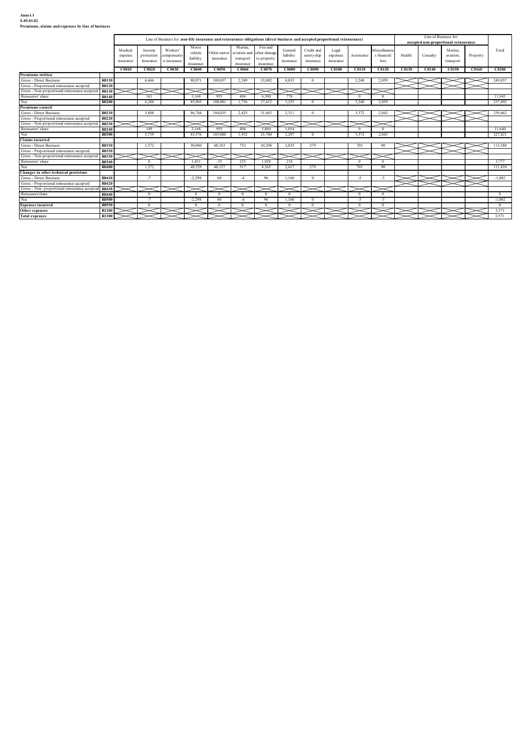**Annex I**
**S.05.01.02**
**Premiums, claims and expenses by line of business**

| | | Line of Business for: non-life insurance and reinsurance obligations (direct business and accepted proportional reinsurance) | | | | | | | | | | | | Line of Business for: accepted non-proportional reinsurance | | | | Total |
|---|---|---|---|---|---|---|---|---|---|---|---|---|---|---|---|---|---|---|
| | | Medical expense insurance | Income protection insurance | Workers' compensation insurance | Motor vehicle liability insurance | Other motor insurance | Marine, aviation and transport insurance | Fire and other damage to property insurance | General liability insurance | Credit and suretyship insurance | Legal expenses insurance | Assistance | Miscellaneous financial loss | Health | Casualty | Marine, aviation, transport | Property | |
| | | C0010 | C0020 | C0030 | C0040 | C0050 | C0060 | C0070 | C0080 | C0090 | C0100 | C0110 | C0120 | C0130 | C0140 | C0150 | C0160 | C0200 |
| **Premiums written** | | | | | | | | | | | | | | | | | | |
| Gross - Direct Business | R0110 | | 6,446 | | 88,971 | 109,037 | 2,249 | 33,802 | 4,033 | 0 | | 3,240 | 2,059 | | | | | 249,837 |
| Gross - Proportional reinsurance accepted | R0120 | | | | | | | | | | | | | | | | | |
| Gross - Non-proportional reinsurance accepted | R0130 | | | | | | | | | | | | | | | | | |
| Reinsurers' share | R0140 | | 161 | | 3,168 | 955 | 494 | 6,390 | 778 | | | 0 | 0 | | | | | 11,945 |
| Net | R0200 | | 6,286 | | 85,803 | 108,081 | 1,756 | 27,412 | 3,255 | 0 | | 3,240 | 2,059 | | | | | 237,892 |
| **Premiums earned** | | | | | | | | | | | | | | | | | | |
| Gross - Direct Business | R0210 | | 5,888 | | 86,744 | 104,035 | 2,425 | 31,643 | 3,311 | 0 | | 3,372 | 2,043 | | | | | 239,462 |
| Gross - Proportional reinsurance accepted | R0220 | | | | | | | | | | | | | | | | | |
| Gross - Non-proportional reinsurance accepted | R0230 | | | | | | | | | | | | | | | | | |
| Reinsurers' share | R0240 | | 149 | | 3,168 | 955 | 494 | 5,860 | 1,014 | | | 0 | 0 | | | | | 11,640 |
| Net | R0300 | | 5,739 | | 83,576 | 103,080 | 1,932 | 25,784 | 2,297 | 0 | | 3,372 | 2,043 | | | | | 227,821 |
| **Claims incurred** | | | | | | | | | | | | | | | | | | |
| Gross - Direct Business | R0310 | | 1,572 | | 50,960 | 48,103 | 752 | 10,294 | 2,835 | 279 | | 703 | 90 | | | | | 115,588 |
| Gross - Proportional reinsurance accepted | R0320 | | | | | | | | | | | | | | | | | |
| Gross - Non-proportional reinsurance accepted | R0330 | | | | | | | | | | | | | | | | | |
| Reinsurers' share | R0340 | | 0 | | 1,431 | -35 | 235 | 1,928 | 218 | | | 0 | 0 | | | | | 3,777 |
| Net | R0400 | | 1,572 | | 49,529 | 48,137 | 517 | 8,365 | 2,617 | 279 | | 703 | 90 | | | | | 111,810 |
| **Changes in other technical provisions** | | | | | | | | | | | | | | | | | | |
| Gross - Direct Business | R0410 | | -7 | | -2,298 | 60 | -4 | 96 | 1,160 | 0 | | -5 | -3 | | | | | -1,002 |
| Gross - Proportional reinsurance accepted | R0420 | | | | | | | | | | | | | | | | | |
| Gross - Non- proportional reinsurance accepted | R0430 | | | | | | | | | | | | | | | | | |
| Reinsurers'share | R0440 | | 0 | | 0 | 0 | 0 | 0 | 0 | | | 0 | 0 | | | | | 0 |
| Net | R0500 | | -7 | | -2,298 | 60 | -4 | 96 | 1,160 | 0 | | -5 | -3 | | | | | -1,002 |
| **Expenses incurred** | R0550 | | 0 | | 0 | 0 | 0 | 0 | 0 | 0 | | 0 | 0 | | | | | 0 |
| **Other expenses** | R1200 | | | | | | | | | | | | | | | | | 3,571 |
| **Total expenses** | R1300 | | | | | | | | | | | | | | | | | 3,571 |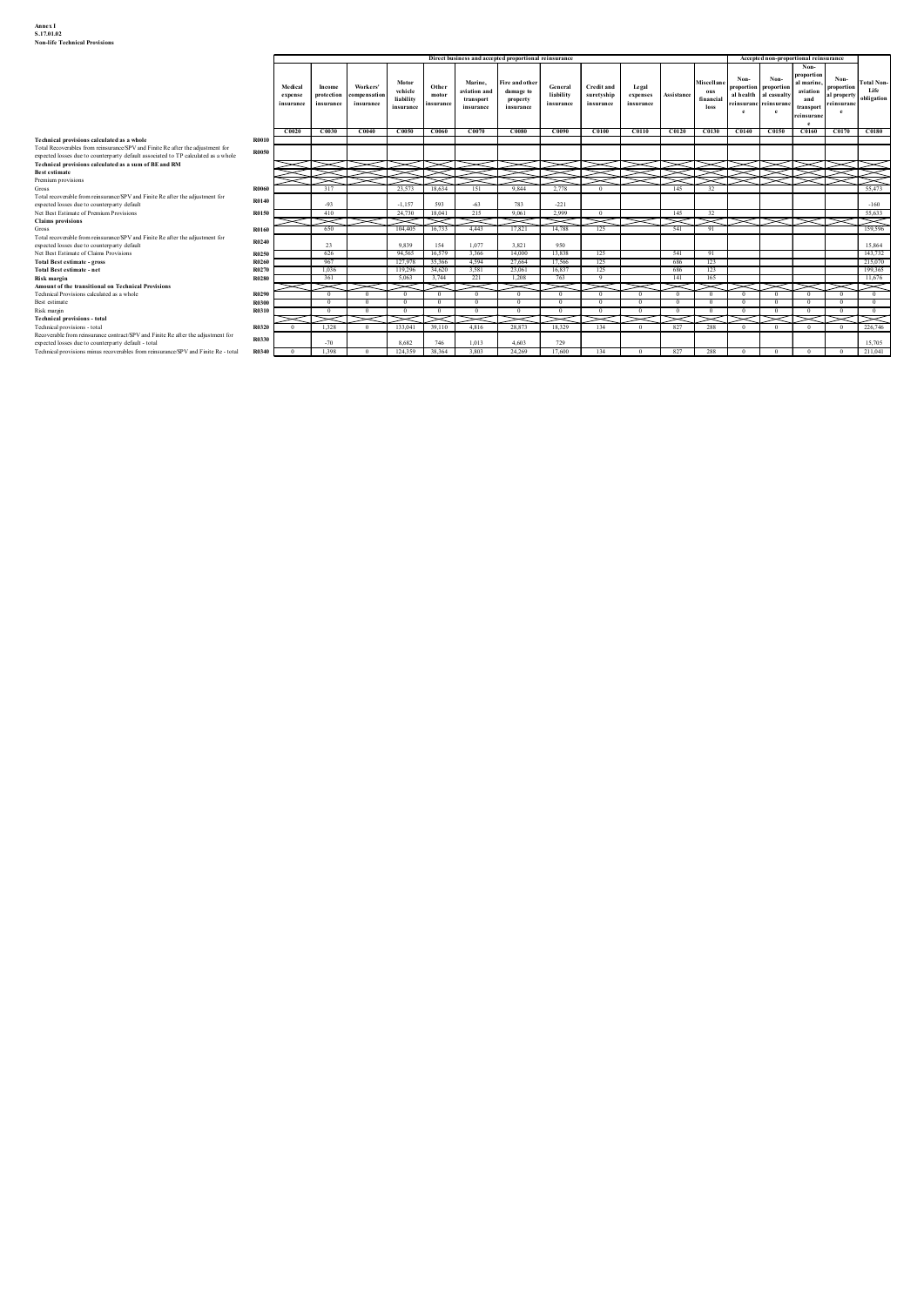**Annex I**
**S.17.01.02**
**Non-life Technical Provisions**

| | | Direct business and accepted proportional reinsurance | | | | | | | | | | | | Accepted non-proportional reinsurance | | | | |
|---|---|---|---|---|---|---|---|---|---|---|---|---|---|---|---|---|---|---|
| | | Medical expense insurance | Income protection insurance | Workers' compensation insurance | Motor vehicle liability insurance | Other motor insurance | Marine, aviation and transport insurance | Fire and other damage to property insurance | General liability insurance | Credit and suretyship insurance | Legal expenses insurance | Assistance | Miscellaneous financial loss | Non-proportional health reinsurance | Non-proportional casualty reinsurance | Non-proportional marine, aviation and transport reinsurance | Non-proportional property reinsurance | Total Non-Life obligation |
| | | C0020 | C0030 | C0040 | C0050 | C0060 | C0070 | C0080 | C0090 | C0100 | C0110 | C0120 | C0130 | C0140 | C0150 | C0160 | C0170 | C0180 |
| **Technical provisions calculated as a whole** | R0010 | | | | | | | | | | | | | | | | | |
| Total Recoverables from reinsurance/SPV and Finite Re after the adjustment for expected losses due to counterparty default associated to TP calculated as a whole | R0050 | | | | | | | | | | | | | | | | | |
| **Technical provisions calculated as a sum of BE and RM** | | | | | | | | | | | | | | | | | | |
| **Best estimate** | | | | | | | | | | | | | | | | | | |
| Premium provisions | | | | | | | | | | | | | | | | | | |
| Gross | R0060 | | 317 | | 23,573 | 18,634 | 151 | 9,844 | 2,778 | 0 | | 145 | 32 | | | | | 55,473 |
| Total recoverable from reinsurance/SPV and Finite Re after the adjustment for expected losses due to counterparty default | R0140 | | -93 | | -1,157 | 593 | -63 | 783 | -221 | | | | | | | | | -160 |
| Net Best Estimate of Premium Provisions | R0150 | | 410 | | 24,730 | 18,041 | 215 | 9,061 | 2,999 | 0 | | 145 | 32 | | | | | 55,633 |
| **Claims provisions** | | | | | | | | | | | | | | | | | | |
| Gross | R0160 | | 650 | | 104,405 | 16,733 | 4,443 | 17,821 | 14,788 | 125 | | 541 | 91 | | | | | 159,596 |
| Total recoverable from reinsurance/SPV and Finite Re after the adjustment for expected losses due to counterparty default | R0240 | | 23 | | 9,839 | 154 | 1,077 | 3,821 | 950 | | | | | | | | | 15,864 |
| Net Best Estimate of Claims Provisions | R0250 | | 626 | | 94,565 | 16,579 | 3,366 | 14,000 | 13,838 | 125 | | 541 | 91 | | | | | 143,732 |
| **Total Best estimate - gross** | R0260 | | 967 | | 127,978 | 35,366 | 4,594 | 27,664 | 17,566 | 125 | | 686 | 123 | | | | | 215,070 |
| **Total Best estimate - net** | R0270 | | 1,036 | | 119,296 | 34,620 | 3,581 | 23,061 | 16,837 | 125 | | 686 | 123 | | | | | 199,365 |
| **Risk margin** | R0280 | | 361 | | 5,063 | 3,744 | 221 | 1,208 | 763 | 9 | | 141 | 165 | | | | | 11,676 |
| **Amount of the transitional on Technical Provisions** | | | | | | | | | | | | | | | | | | |
| Technical Provisions calculated as a whole | R0290 | | 0 | 0 | 0 | 0 | 0 | 0 | 0 | 0 | 0 | 0 | 0 | 0 | 0 | 0 | 0 | 0 |
| Best estimate | R0300 | | 0 | 0 | 0 | 0 | 0 | 0 | 0 | 0 | 0 | 0 | 0 | 0 | 0 | 0 | 0 | 0 |
| Risk margin | R0310 | | 0 | 0 | 0 | 0 | 0 | 0 | 0 | 0 | 0 | 0 | 0 | 0 | 0 | 0 | 0 | 0 |
| **Technical provisions - total** | | | | | | | | | | | | | | | | | | |
| Technical provisions - total | R0320 | 0 | 1,328 | 0 | 133,041 | 39,110 | 4,816 | 28,873 | 18,329 | 134 | 0 | 827 | 288 | 0 | 0 | 0 | 0 | 226,746 |
| Recoverable from reinsurance contract/SPV and Finite Re after the adjustment for expected losses due to counterparty default - total | R0330 | | -70 | | 8,682 | 746 | 1,013 | 4,603 | 729 | | | | | | | | | 15,705 |
| Technical provisions minus recoverables from reinsurance/SPV and Finite Re - total | R0340 | 0 | 1,398 | 0 | 124,359 | 38,364 | 3,803 | 24,269 | 17,600 | 134 | 0 | 827 | 288 | 0 | 0 | 0 | 0 | 211,041 |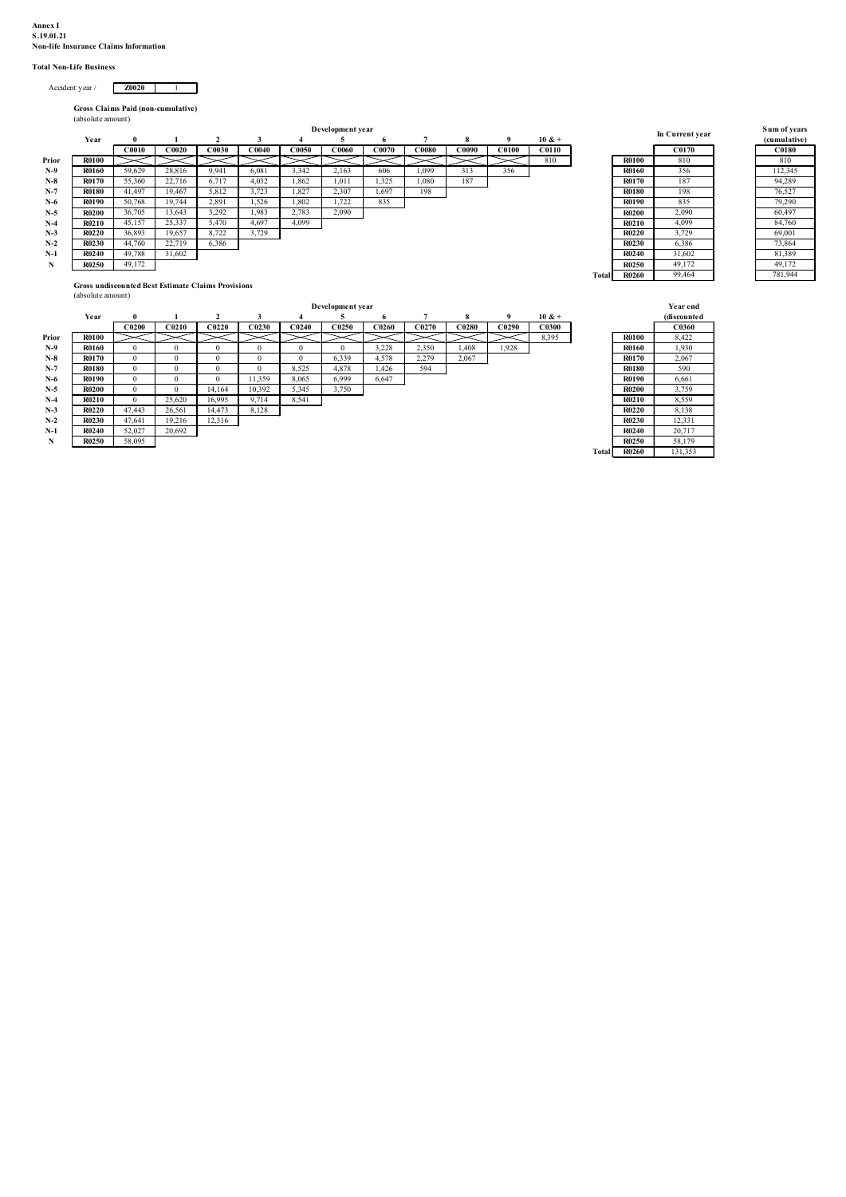**Annex I**
**S.19.01.21**
**Non-life Insurance Claims Information**

**Total Non-Life Business**

Accident year / **Z0020** 1

**Gross Claims Paid (non-cumulative)**
(absolute amount)

| | Year | 0 | 1 | 2 | 3 | 4 | 5 | 6 | 7 | 8 | 9 | 10 & + | | | In Current year | Sum of years (cumulative) |
|---|---|---|---|---|---|---|---|---|---|---|---|---|---|---|---|---|
| | | C0010 | C0020 | C0030 | C0040 | C0050 | C0060 | C0070 | C0080 | C0090 | C0100 | C0110 | | | C0170 | C0180 |
| Prior | R0100 | | | | | | | | | | | 810 | | R0100 | 810 | 810 |
| N-9 | R0160 | 59,629 | 28,816 | 9,941 | 6,081 | 3,342 | 2,163 | 606 | 1,099 | 313 | 356 | | | R0160 | 356 | 112,345 |
| N-8 | R0170 | 55,360 | 22,716 | 6,717 | 4,032 | 1,862 | 1,011 | 1,325 | 1,080 | 187 | | | | R0170 | 187 | 94,289 |
| N-7 | R0180 | 41,497 | 19,467 | 5,812 | 3,723 | 1,827 | 2,307 | 1,697 | 198 | | | | | R0180 | 198 | 76,527 |
| N-6 | R0190 | 50,768 | 19,744 | 2,891 | 1,526 | 1,802 | 1,722 | 835 | | | | | | R0190 | 835 | 79,290 |
| N-5 | R0200 | 36,705 | 13,643 | 3,292 | 1,983 | 2,783 | 2,090 | | | | | | | R0200 | 2,090 | 60,497 |
| N-4 | R0210 | 45,157 | 25,337 | 5,470 | 4,697 | 4,099 | | | | | | | | R0210 | 4,099 | 84,760 |
| N-3 | R0220 | 36,893 | 19,657 | 8,722 | 3,729 | | | | | | | | | R0220 | 3,729 | 69,001 |
| N-2 | R0230 | 44,760 | 22,719 | 6,386 | | | | | | | | | | R0230 | 6,386 | 73,864 |
| N-1 | R0240 | 49,788 | 31,602 | | | | | | | | | | | R0240 | 31,602 | 81,389 |
| N | R0250 | 49,172 | | | | | | | | | | | | R0250 | 49,172 | 49,172 |
| | | | | | | | | | | | | | Total | R0260 | 99,464 | 781,944 |

**Gross undiscounted Best Estimate Claims Provisions**
(absolute amount)

| | Year | 0 | 1 | 2 | 3 | 4 | 5 | 6 | 7 | 8 | 9 | 10 & + | | | Year end (discounted |
|---|---|---|---|---|---|---|---|---|---|---|---|---|---|---|---|
| | | C0200 | C0210 | C0220 | C0230 | C0240 | C0250 | C0260 | C0270 | C0280 | C0290 | C0300 | | | C0360 |
| Prior | R0100 | | | | | | | | | | | 8,395 | | R0100 | 8,422 |
| N-9 | R0160 | 0 | 0 | 0 | 0 | 0 | 0 | 3,228 | 2,350 | 1,408 | 1,928 | | | R0160 | 1,930 |
| N-8 | R0170 | 0 | 0 | 0 | 0 | 0 | 6,339 | 4,578 | 2,279 | 2,067 | | | | R0170 | 2,067 |
| N-7 | R0180 | 0 | 0 | 0 | 0 | 8,525 | 4,878 | 1,426 | 594 | | | | | R0180 | 590 |
| N-6 | R0190 | 0 | 0 | 0 | 11,359 | 8,065 | 6,999 | 6,647 | | | | | | R0190 | 6,661 |
| N-5 | R0200 | 0 | 0 | 14,164 | 10,392 | 5,345 | 3,750 | | | | | | | R0200 | 3,759 |
| N-4 | R0210 | 0 | 25,620 | 16,995 | 9,714 | 8,541 | | | | | | | | R0210 | 8,559 |
| N-3 | R0220 | 47,443 | 26,561 | 14,473 | 8,128 | | | | | | | | | R0220 | 8,138 |
| N-2 | R0230 | 47,641 | 19,216 | 12,316 | | | | | | | | | | R0230 | 12,331 |
| N-1 | R0240 | 52,027 | 20,692 | | | | | | | | | | | R0240 | 20,717 |
| N | R0250 | 58,095 | | | | | | | | | | | | R0250 | 58,179 |
| | | | | | | | | | | | | | Total | R0260 | 131,353 |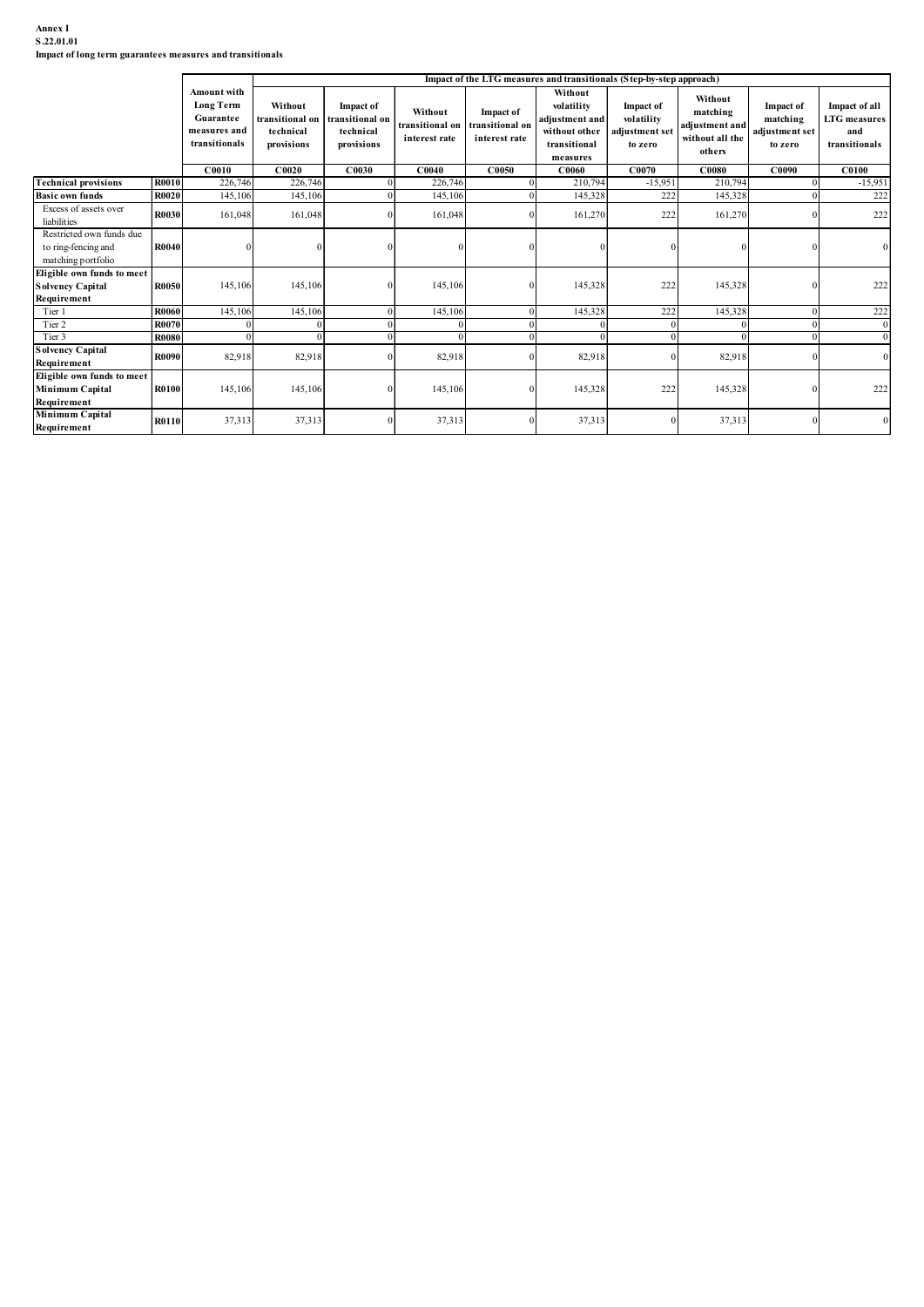**Annex I**
**S.22.01.01**
**Impact of long term guarantees measures and transitionals**

| | | Amount with Long Term Guarantee measures and transitionals | Impact of the LTG measures and transitionals (Step-by-step approach) | | | | | | | | |
|---|---|---|---|---|---|---|---|---|---|---|---|
| | | | Without transitional on technical provisions | Impact of transitional on technical provisions | Without transitional on interest rate | Impact of transitional on interest rate | Without volatility adjustment and without other transitional measures | Impact of volatility adjustment set to zero | Without matching adjustment and without all the others | Impact of matching adjustment set to zero | Impact of all LTG measures and transitionals |
| | | **C0010** | **C0020** | **C0030** | **C0040** | **C0050** | **C0060** | **C0070** | **C0080** | **C0090** | **C0100** |
| **Technical provisions** | **R0010** | 226,746 | 226,746 | 0 | 226,746 | 0 | 210,794 | -15,951 | 210,794 | 0 | -15,951 |
| **Basic own funds** | **R0020** | 145,106 | 145,106 | 0 | 145,106 | 0 | 145,328 | 222 | 145,328 | 0 | 222 |
| Excess of assets over liabilities | **R0030** | 161,048 | 161,048 | 0 | 161,048 | 0 | 161,270 | 222 | 161,270 | 0 | 222 |
| Restricted own funds due to ring-fencing and matching portfolio | **R0040** | 0 | 0 | 0 | 0 | 0 | 0 | 0 | 0 | 0 | 0 |
| **Eligible own funds to meet Solvency Capital Requirement** | **R0050** | 145,106 | 145,106 | 0 | 145,106 | 0 | 145,328 | 222 | 145,328 | 0 | 222 |
| Tier 1 | **R0060** | 145,106 | 145,106 | 0 | 145,106 | 0 | 145,328 | 222 | 145,328 | 0 | 222 |
| Tier 2 | **R0070** | 0 | 0 | 0 | 0 | 0 | 0 | 0 | 0 | 0 | 0 |
| Tier 3 | **R0080** | 0 | 0 | 0 | 0 | 0 | 0 | 0 | 0 | 0 | 0 |
| **Solvency Capital Requirement** | **R0090** | 82,918 | 82,918 | 0 | 82,918 | 0 | 82,918 | 0 | 82,918 | 0 | 0 |
| **Eligible own funds to meet Minimum Capital Requirement** | **R0100** | 145,106 | 145,106 | 0 | 145,106 | 0 | 145,328 | 222 | 145,328 | 0 | 222 |
| **Minimum Capital Requirement** | **R0110** | 37,313 | 37,313 | 0 | 37,313 | 0 | 37,313 | 0 | 37,313 | 0 | 0 |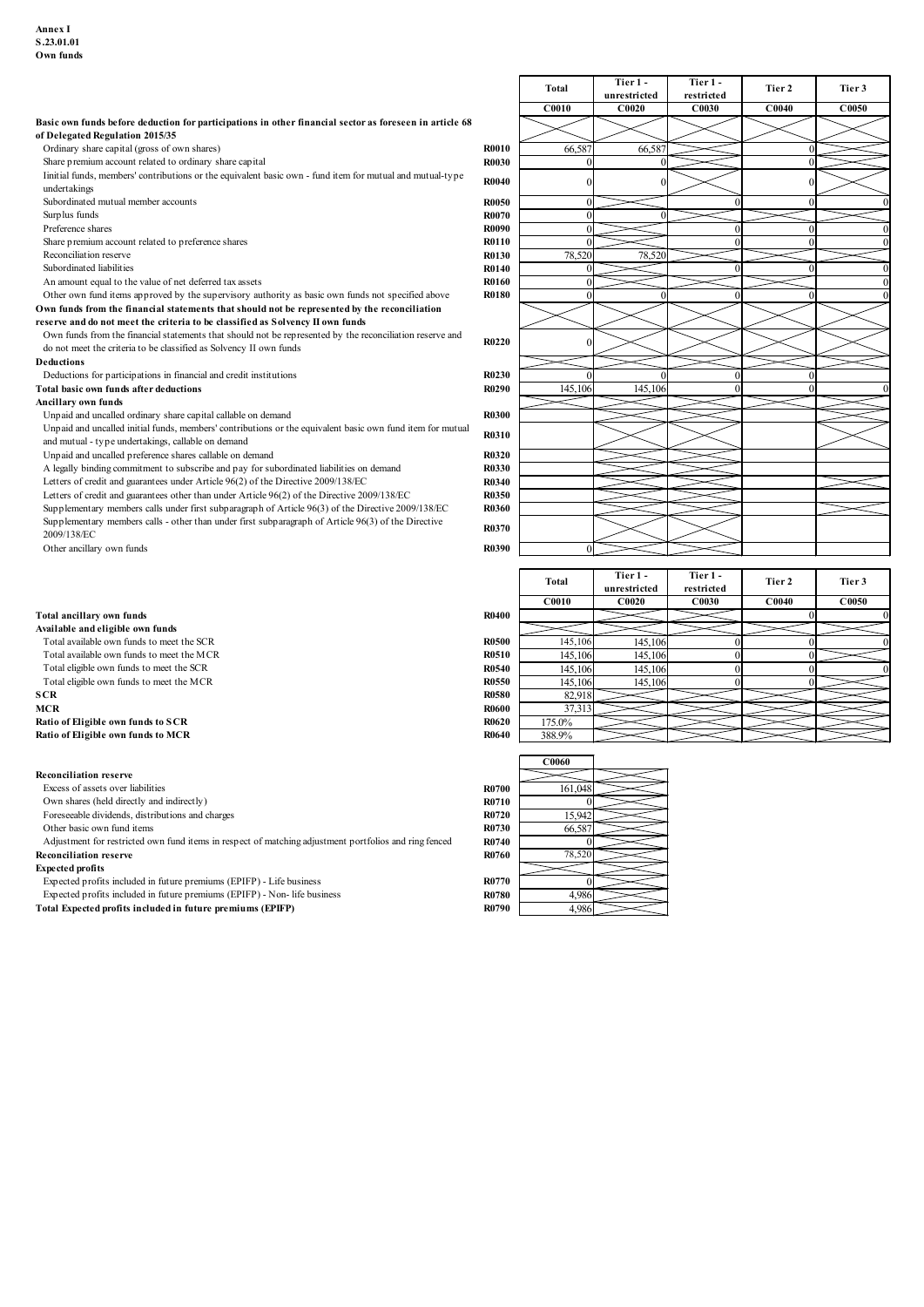**Annex I**
**S.23.01.01**
**Own funds**

| | | Total | Tier 1 - unrestricted | Tier 1 - restricted | Tier 2 | Tier 3 |
|---|---|---|---|---|---|---|
| | | C0010 | C0020 | C0030 | C0040 | C0050 |
| **Basic own funds before deduction for participations in other financial sector as foreseen in article 68 of Delegated Regulation 2015/35** | | | | | | |
| Ordinary share capital (gross of own shares) | R0010 | 66,587 | 66,587 | | 0 | |
| Share premium account related to ordinary share capital | R0030 | 0 | 0 | | 0 | |
| Iinitial funds, members' contributions or the equivalent basic own - fund item for mutual and mutual-type undertakings | R0040 | 0 | 0 | | 0 | |
| Subordinated mutual member accounts | R0050 | 0 | | 0 | 0 | 0 |
| Surplus funds | R0070 | 0 | 0 | | | |
| Preference shares | R0090 | 0 | | 0 | 0 | 0 |
| Share premium account related to preference shares | R0110 | 0 | | 0 | 0 | 0 |
| Reconciliation reserve | R0130 | 78,520 | 78,520 | | | |
| Subordinated liabilities | R0140 | 0 | | 0 | 0 | 0 |
| An amount equal to the value of net deferred tax assets | R0160 | 0 | | | | 0 |
| Other own fund items approved by the supervisory authority as basic own funds not specified above | R0180 | 0 | 0 | 0 | 0 | 0 |
| **Own funds from the financial statements that should not be represented by the reconciliation reserve and do not meet the criteria to be classified as Solvency II own funds** | | | | | | |
| Own funds from the financial statements that should not be represented by the reconciliation reserve and do not meet the criteria to be classified as Solvency II own funds | R0220 | 0 | | | | |
| **Deductions** | | | | | | |
| Deductions for participations in financial and credit institutions | R0230 | 0 | 0 | 0 | 0 | |
| **Total basic own funds after deductions** | R0290 | 145,106 | 145,106 | 0 | 0 | 0 |
| **Ancillary own funds** | | | | | | |
| Unpaid and uncalled ordinary share capital callable on demand | R0300 | | | | | |
| Unpaid and uncalled initial funds, members' contributions or the equivalent basic own fund item for mutual and mutual - type undertakings, callable on demand | R0310 | | | | | |
| Unpaid and uncalled preference shares callable on demand | R0320 | | | | | |
| A legally binding commitment to subscribe and pay for subordinated liabilities on demand | R0330 | | | | | |
| Letters of credit and guarantees under Article 96(2) of the Directive 2009/138/EC | R0340 | | | | | |
| Letters of credit and guarantees other than under Article 96(2) of the Directive 2009/138/EC | R0350 | | | | | |
| Supplementary members calls under first subparagraph of Article 96(3) of the Directive 2009/138/EC | R0360 | | | | | |
| Supplementary members calls - other than under first subparagraph of Article 96(3) of the Directive 2009/138/EC | R0370 | | | | | |
| Other ancillary own funds | R0390 | 0 | | | | |

| | | Total | Tier 1 - unrestricted | Tier 1 - restricted | Tier 2 | Tier 3 |
|---|---|---|---|---|---|---|
| | | C0010 | C0020 | C0030 | C0040 | C0050 |
| **Total ancillary own funds** | R0400 | | | | 0 | 0 |
| **Available and eligible own funds** | | | | | | |
| Total available own funds to meet the SCR | R0500 | 145,106 | 145,106 | 0 | 0 | 0 |
| Total available own funds to meet the MCR | R0510 | 145,106 | 145,106 | 0 | 0 | |
| Total eligible own funds to meet the SCR | R0540 | 145,106 | 145,106 | 0 | 0 | 0 |
| Total eligible own funds to meet the MCR | R0550 | 145,106 | 145,106 | 0 | 0 | |
| **SCR** | R0580 | 82,918 | | | | |
| **MCR** | R0600 | 37,313 | | | | |
| **Ratio of Eligible own funds to SCR** | R0620 | 175.0% | | | | |
| **Ratio of Eligible own funds to MCR** | R0640 | 388.9% | | | | |

| | | C0060 |
|---|---|---|
| **Reconciliation reserve** | | |
| Excess of assets over liabilities | R0700 | 161,048 |
| Own shares (held directly and indirectly) | R0710 | 0 |
| Foreseeable dividends, distributions and charges | R0720 | 15,942 |
| Other basic own fund items | R0730 | 66,587 |
| Adjustment for restricted own fund items in respect of matching adjustment portfolios and ring fenced | R0740 | 0 |
| **Reconciliation reserve** | R0760 | 78,520 |
| **Expected profits** | | |
| Expected profits included in future premiums (EPIFP) - Life business | R0770 | 0 |
| Expected profits included in future premiums (EPIFP) - Non- life business | R0780 | 4,986 |
| **Total Expected profits included in future premiums (EPIFP)** | R0790 | 4,986 |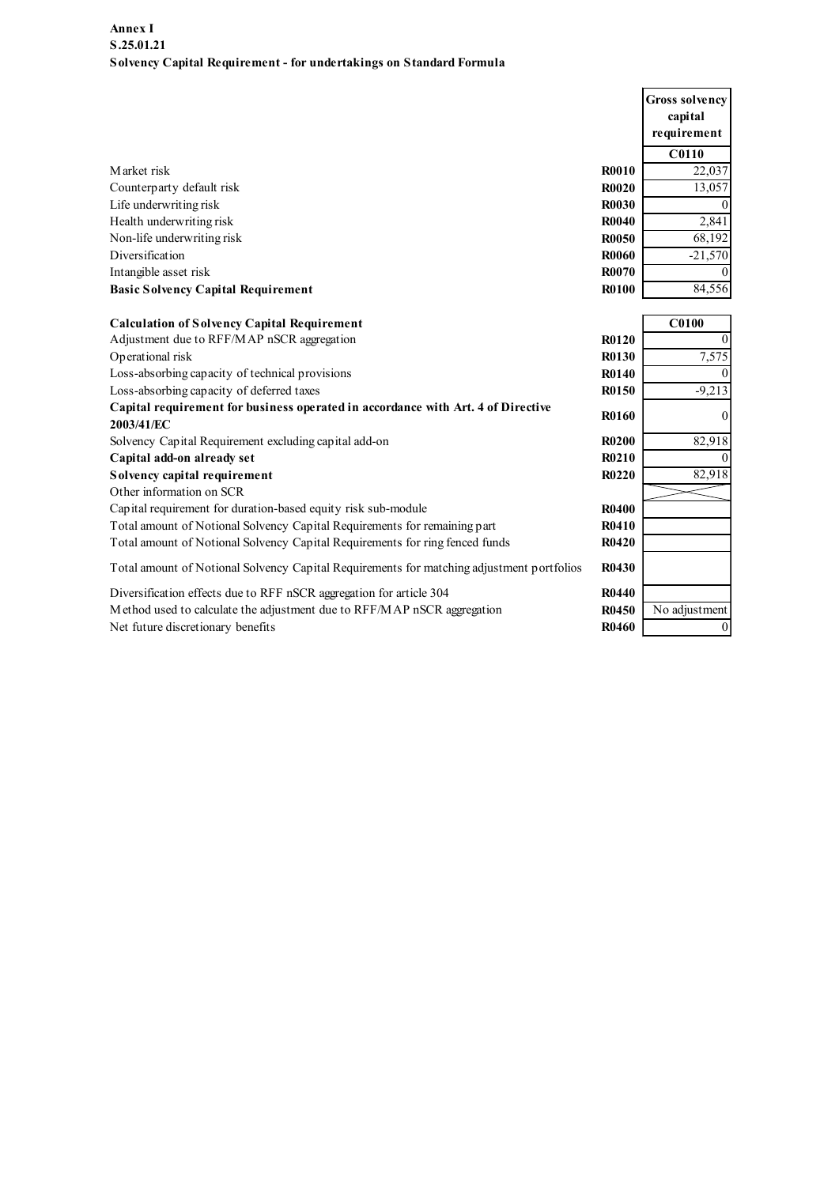**Annex I**
**S.25.01.21**
**Solvency Capital Requirement - for undertakings on Standard Formula**

| | | Gross solvency capital requirement |
|---|---|---|
| | | **C0110** |
| Market risk | **R0010** | 22,037 |
| Counterparty default risk | **R0020** | 13,057 |
| Life underwriting risk | **R0030** | 0 |
| Health underwriting risk | **R0040** | 2,841 |
| Non-life underwriting risk | **R0050** | 68,192 |
| Diversification | **R0060** | -21,570 |
| Intangible asset risk | **R0070** | 0 |
| **Basic Solvency Capital Requirement** | **R0100** | 84,556 |

| **Calculation of Solvency Capital Requirement** | | **C0100** |
|---|---|---|
| Adjustment due to RFF/MAP nSCR aggregation | **R0120** | 0 |
| Operational risk | **R0130** | 7,575 |
| Loss-absorbing capacity of technical provisions | **R0140** | 0 |
| Loss-absorbing capacity of deferred taxes | **R0150** | -9,213 |
| **Capital requirement for business operated in accordance with Art. 4 of Directive 2003/41/EC** | **R0160** | 0 |
| Solvency Capital Requirement excluding capital add-on | **R0200** | 82,918 |
| **Capital add-on already set** | **R0210** | 0 |
| **Solvency capital requirement** | **R0220** | 82,918 |
| Other information on SCR | | |
| Capital requirement for duration-based equity risk sub-module | **R0400** | |
| Total amount of Notional Solvency Capital Requirements for remaining part | **R0410** | |
| Total amount of Notional Solvency Capital Requirements for ring fenced funds | **R0420** | |
| Total amount of Notional Solvency Capital Requirements for matching adjustment portfolios | **R0430** | |
| Diversification effects due to RFF nSCR aggregation for article 304 | **R0440** | |
| Method used to calculate the adjustment due to RFF/MAP nSCR aggregation | **R0450** | No adjustment |
| Net future discretionary benefits | **R0460** | 0 |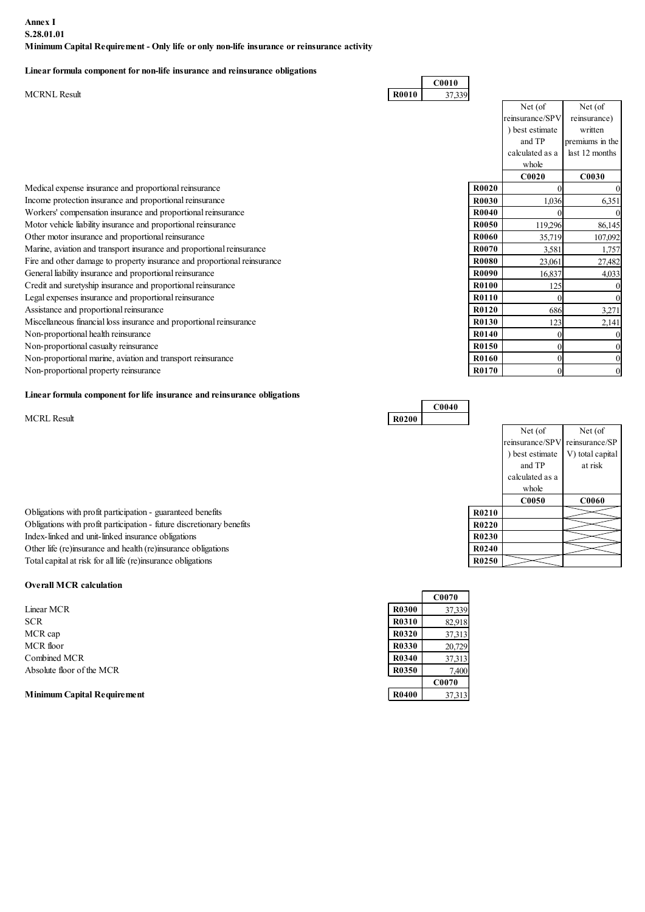**Annex I**

**S.28.01.01**

**Minimum Capital Requirement - Only life or only non-life insurance or reinsurance activity**

**Linear formula component for non-life insurance and reinsurance obligations**

| | | C0010 |
|---|---|---|
| MCRNL Result | R0010 | 37,339 |

| | | Net (of reinsurance/SPV) best estimate and TP calculated as a whole | Net (of reinsurance) written premiums in the last 12 months |
|---|---|---|---|
| | | C0020 | C0030 |
| Medical expense insurance and proportional reinsurance | R0020 | 0 | 0 |
| Income protection insurance and proportional reinsurance | R0030 | 1,036 | 6,351 |
| Workers' compensation insurance and proportional reinsurance | R0040 | 0 | 0 |
| Motor vehicle liability insurance and proportional reinsurance | R0050 | 119,296 | 86,145 |
| Other motor insurance and proportional reinsurance | R0060 | 35,719 | 107,092 |
| Marine, aviation and transport insurance and proportional reinsurance | R0070 | 3,581 | 1,757 |
| Fire and other damage to property insurance and proportional reinsurance | R0080 | 23,061 | 27,482 |
| General liability insurance and proportional reinsurance | R0090 | 16,837 | 4,033 |
| Credit and suretyship insurance and proportional reinsurance | R0100 | 125 | 0 |
| Legal expenses insurance and proportional reinsurance | R0110 | 0 | 0 |
| Assistance and proportional reinsurance | R0120 | 686 | 3,271 |
| Miscellaneous financial loss insurance and proportional reinsurance | R0130 | 123 | 2,141 |
| Non-proportional health reinsurance | R0140 | 0 | 0 |
| Non-proportional casualty reinsurance | R0150 | 0 | 0 |
| Non-proportional marine, aviation and transport reinsurance | R0160 | 0 | 0 |
| Non-proportional property reinsurance | R0170 | 0 | 0 |

**Linear formula component for life insurance and reinsurance obligations**

| | | C0040 |
|---|---|---|
| MCRL Result | R0200 | |

| | | Net (of reinsurance/SPV) best estimate and TP calculated as a whole | Net (of reinsurance/SPV) total capital at risk |
|---|---|---|---|
| | | C0050 | C0060 |
| Obligations with profit participation - guaranteed benefits | R0210 | | |
| Obligations with profit participation - future discretionary benefits | R0220 | | |
| Index-linked and unit-linked insurance obligations | R0230 | | |
| Other life (re)insurance and health (re)insurance obligations | R0240 | | |
| Total capital at risk for all life (re)insurance obligations | R0250 | | |

**Overall MCR calculation**

| | | C0070 |
|---|---|---|
| Linear MCR | R0300 | 37,339 |
| SCR | R0310 | 82,918 |
| MCR cap | R0320 | 37,313 |
| MCR floor | R0330 | 20,729 |
| Combined MCR | R0340 | 37,313 |
| Absolute floor of the MCR | R0350 | 7,400 |
| | | C0070 |
| **Minimum Capital Requirement** | R0400 | 37,313 |